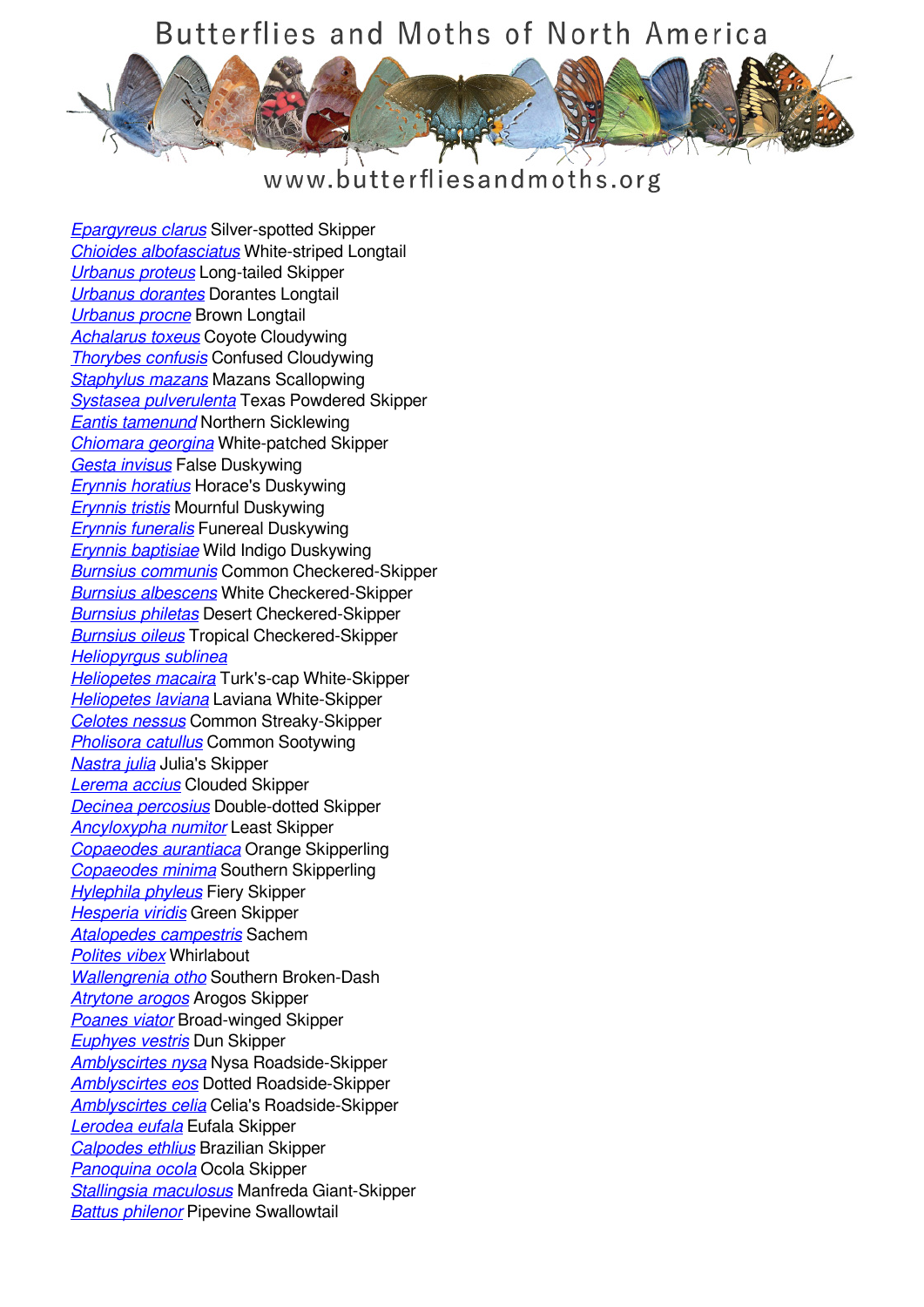# Butterflies and Moths of North America

www.butterfliesandmoths.org

*Epargyreus clarus* Silver-spotted Skipper
*Chioides albofasciatus* White-striped Longtail
*Urbanus proteus* Long-tailed Skipper
*Urbanus dorantes* Dorantes Longtail
*Urbanus procne* Brown Longtail
*Achalarus toxeus* Coyote Cloudywing
*Thorybes confusis* Confused Cloudywing
*Staphylus mazans* Mazans Scallopwing
*Systasea pulverulenta* Texas Powdered Skipper
*Eantis tamenund* Northern Sicklewing
*Chiomara georgina* White-patched Skipper
*Gesta invisus* False Duskywing
*Erynnis horatius* Horace's Duskywing
*Erynnis tristis* Mournful Duskywing
*Erynnis funeralis* Funereal Duskywing
*Erynnis baptisiae* Wild Indigo Duskywing
*Burnsius communis* Common Checkered-Skipper
*Burnsius albescens* White Checkered-Skipper
*Burnsius philetas* Desert Checkered-Skipper
*Burnsius oileus* Tropical Checkered-Skipper
*Heliopyrgus sublinea*
*Heliopetes macaira* Turk's-cap White-Skipper
*Heliopetes laviana* Laviana White-Skipper
*Celotes nessus* Common Streaky-Skipper
*Pholisora catullus* Common Sootywing
*Nastra julia* Julia's Skipper
*Lerema accius* Clouded Skipper
*Decinea percosius* Double-dotted Skipper
*Ancyloxypha numitor* Least Skipper
*Copaeodes aurantiaca* Orange Skipperling
*Copaeodes minima* Southern Skipperling
*Hylephila phyleus* Fiery Skipper
*Hesperia viridis* Green Skipper
*Atalopedes campestris* Sachem
*Polites vibex* Whirlabout
*Wallengrenia otho* Southern Broken-Dash
*Atrytone arogos* Arogos Skipper
*Poanes viator* Broad-winged Skipper
*Euphyes vestris* Dun Skipper
*Amblyscirtes nysa* Nysa Roadside-Skipper
*Amblyscirtes eos* Dotted Roadside-Skipper
*Amblyscirtes celia* Celia's Roadside-Skipper
*Lerodea eufala* Eufala Skipper
*Calpodes ethlius* Brazilian Skipper
*Panoquina ocola* Ocola Skipper
*Stallingsia maculosus* Manfreda Giant-Skipper
*Battus philenor* Pipevine Swallowtail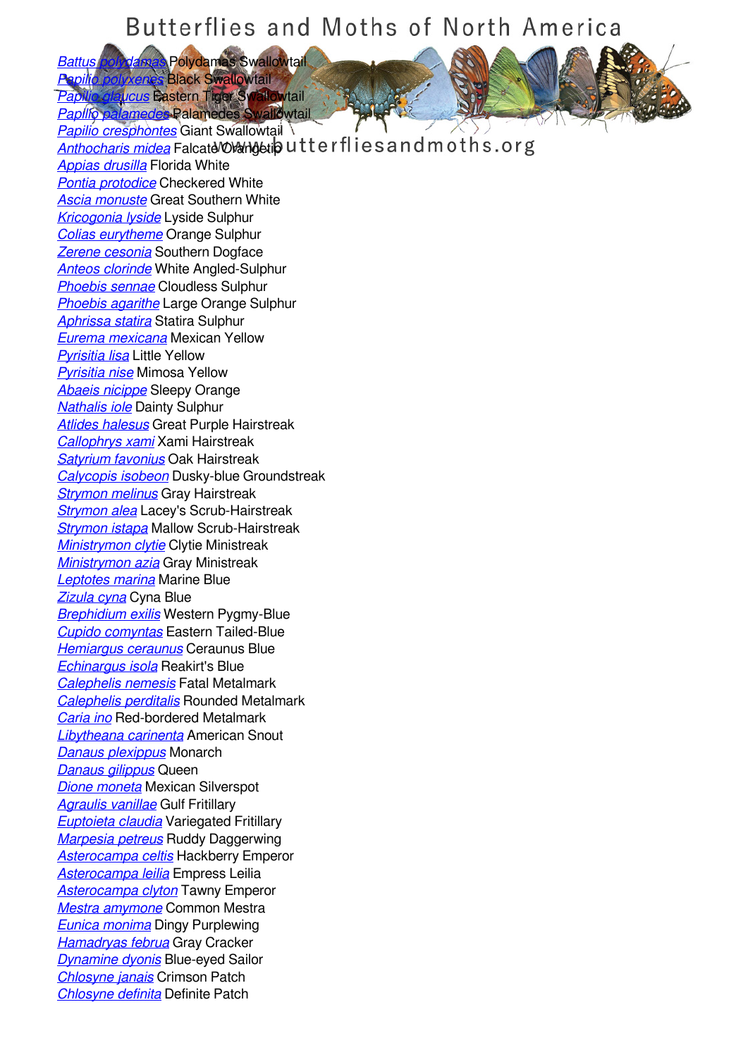# Butterflies and Moths of North America

www.butterfliesandmoths.org

*Battus polydamas* Polydamas Swallowtail
*Papilio polyxenes* Black Swallowtail
*Papilio glaucus* Eastern Tiger Swallowtail
*Papilio palamedes* Palamedes Swallowtail
*Papilio cresphontes* Giant Swallowtail
*Anthocharis midea* Falcate Orangetip
*Appias drusilla* Florida White
*Pontia protodice* Checkered White
*Ascia monuste* Great Southern White
*Kricogonia lyside* Lyside Sulphur
*Colias eurytheme* Orange Sulphur
*Zerene cesonia* Southern Dogface
*Anteos clorinde* White Angled-Sulphur
*Phoebis sennae* Cloudless Sulphur
*Phoebis agarithe* Large Orange Sulphur
*Aphrissa statira* Statira Sulphur
*Eurema mexicana* Mexican Yellow
*Pyrisitia lisa* Little Yellow
*Pyrisitia nise* Mimosa Yellow
*Abaeis nicippe* Sleepy Orange
*Nathalis iole* Dainty Sulphur
*Atlides halesus* Great Purple Hairstreak
*Callophrys xami* Xami Hairstreak
*Satyrium favonius* Oak Hairstreak
*Calycopis isobeon* Dusky-blue Groundstreak
*Strymon melinus* Gray Hairstreak
*Strymon alea* Lacey's Scrub-Hairstreak
*Strymon istapa* Mallow Scrub-Hairstreak
*Ministrymon clytie* Clytie Ministreak
*Ministrymon azia* Gray Ministreak
*Leptotes marina* Marine Blue
*Zizula cyna* Cyna Blue
*Brephidium exilis* Western Pygmy-Blue
*Cupido comyntas* Eastern Tailed-Blue
*Hemiargus ceraunus* Ceraunus Blue
*Echinargus isola* Reakirt's Blue
*Calephelis nemesis* Fatal Metalmark
*Calephelis perditalis* Rounded Metalmark
*Caria ino* Red-bordered Metalmark
*Libytheana carinenta* American Snout
*Danaus plexippus* Monarch
*Danaus gilippus* Queen
*Dione moneta* Mexican Silverspot
*Agraulis vanillae* Gulf Fritillary
*Euptoieta claudia* Variegated Fritillary
*Marpesia petreus* Ruddy Daggerwing
*Asterocampa celtis* Hackberry Emperor
*Asterocampa leilia* Empress Leilia
*Asterocampa clyton* Tawny Emperor
*Mestra amymone* Common Mestra
*Eunica monima* Dingy Purplewing
*Hamadryas februa* Gray Cracker
*Dynamine dyonis* Blue-eyed Sailor
*Chlosyne janais* Crimson Patch
*Chlosyne definita* Definite Patch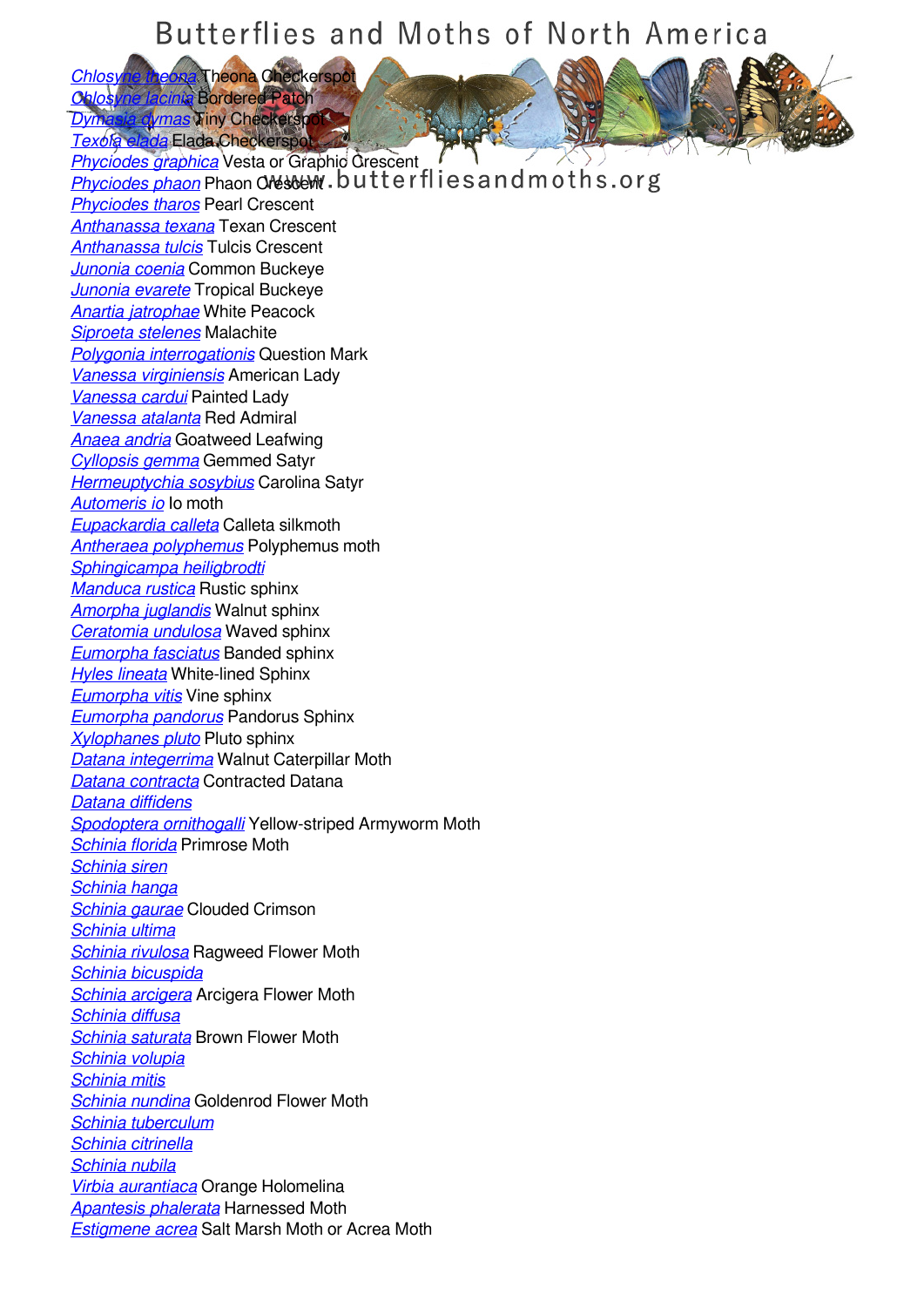# Butterflies and Moths of North America

www.butterfliesandmoths.org

- *Chlosyne theona* Theona Checkerspot
- *Chlosyne lacinia* Bordered Patch
- *Dymasia dymas* Tiny Checkerspot
- *Texola elada* Elada Checkerspot
- *Phyciodes graphica* Vesta or Graphic Crescent
- *Phyciodes phaon* Phaon Crescent
- *Phyciodes tharos* Pearl Crescent
- *Anthanassa texana* Texan Crescent
- *Anthanassa tulcis* Tulcis Crescent
- *Junonia coenia* Common Buckeye
- *Junonia evarete* Tropical Buckeye
- *Anartia jatrophae* White Peacock
- *Siproeta stelenes* Malachite
- *Polygonia interrogationis* Question Mark
- *Vanessa virginiensis* American Lady
- *Vanessa cardui* Painted Lady
- *Vanessa atalanta* Red Admiral
- *Anaea andria* Goatweed Leafwing
- *Cyllopsis gemma* Gemmed Satyr
- *Hermeuptychia sosybius* Carolina Satyr
- *Automeris io* Io moth
- *Eupackardia calleta* Calleta silkmoth
- *Antheraea polyphemus* Polyphemus moth
- *Sphingicampa heiligbrodti*
- *Manduca rustica* Rustic sphinx
- *Amorpha juglandis* Walnut sphinx
- *Ceratomia undulosa* Waved sphinx
- *Eumorpha fasciatus* Banded sphinx
- *Hyles lineata* White-lined Sphinx
- *Eumorpha vitis* Vine sphinx
- *Eumorpha pandorus* Pandorus Sphinx
- *Xylophanes pluto* Pluto sphinx
- *Datana integerrima* Walnut Caterpillar Moth
- *Datana contracta* Contracted Datana
- *Datana diffidens*
- *Spodoptera ornithogalli* Yellow-striped Armyworm Moth
- *Schinia florida* Primrose Moth
- *Schinia siren*
- *Schinia hanga*
- *Schinia gaurae* Clouded Crimson
- *Schinia ultima*
- *Schinia rivulosa* Ragweed Flower Moth
- *Schinia bicuspida*
- *Schinia arcigera* Arcigera Flower Moth
- *Schinia diffusa*
- *Schinia saturata* Brown Flower Moth
- *Schinia volupia*
- *Schinia mitis*
- *Schinia nundina* Goldenrod Flower Moth
- *Schinia tuberculum*
- *Schinia citrinella*
- *Schinia nubila*
- *Virbia aurantiaca* Orange Holomelina
- *Apantesis phalerata* Harnessed Moth
- *Estigmene acrea* Salt Marsh Moth or Acrea Moth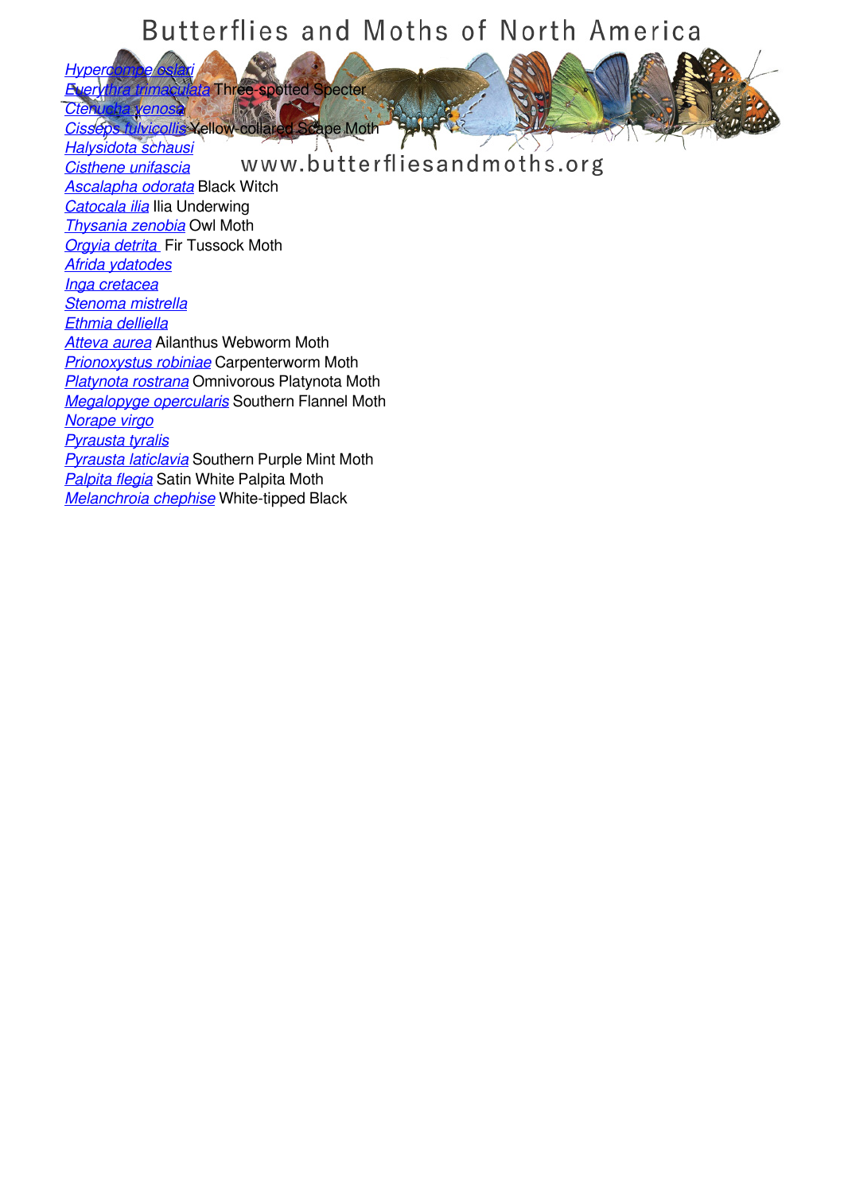*Hypercompe oslari*
*Euerythra trimaculata* Three-spotted Specter
*Ctenucha venosa*
*Cisseps fulvicollis* Yellow-collared Scape Moth
*Halysidota schausi*
*Cisthene unifascia*
*Ascalapha odorata* Black Witch
*Catocala ilia* Ilia Underwing
*Thysania zenobia* Owl Moth
*Orgyia detrita* Fir Tussock Moth
*Afrida ydatodes*
*Inga cretacea*
*Stenoma mistrella*
*Ethmia delliella*
*Atteva aurea* Ailanthus Webworm Moth
*Prionoxystus robiniae* Carpenterworm Moth
*Platynota rostrana* Omnivorous Platynota Moth
*Megalopyge opercularis* Southern Flannel Moth
*Norape virgo*
*Pyrausta tyralis*
*Pyrausta laticlavia* Southern Purple Mint Moth
*Palpita flegia* Satin White Palpita Moth
*Melanchroia chephise* White-tipped Black